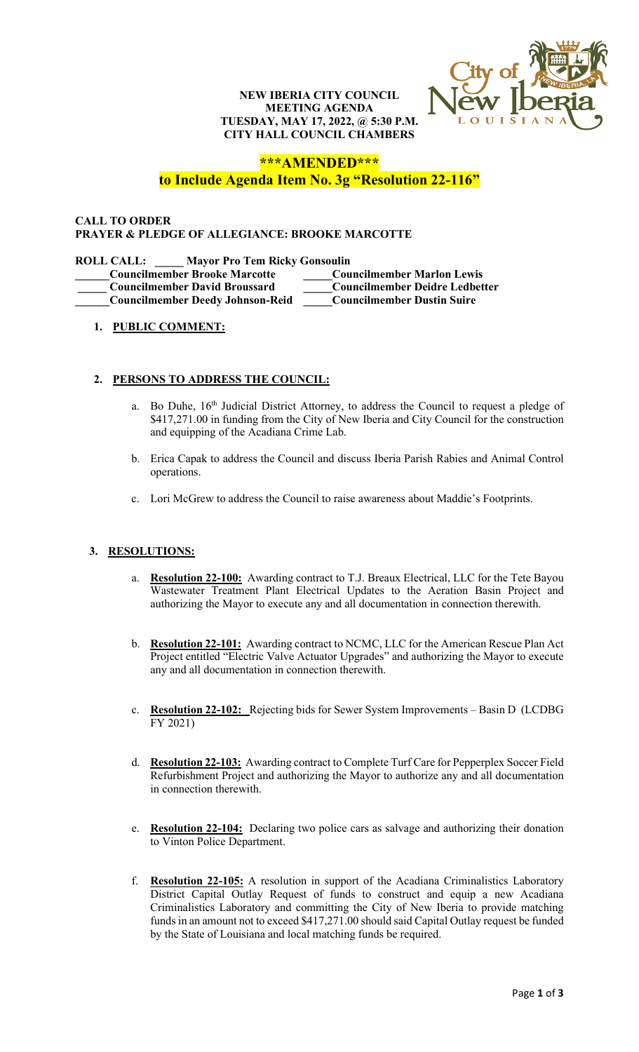**NEW IBERIA CITY COUNCIL**
**MEETING AGENDA**
**TUESDAY, MAY 17, 2022, @ 5:30 P.M.**
**CITY HALL COUNCIL CHAMBERS**

**\*\*\*AMENDED\*\*\***
**to Include Agenda Item No. 3g "Resolution 22-116"**

**CALL TO ORDER**
**PRAYER & PLEDGE OF ALLEGIANCE: BROOKE MARCOTTE**

**ROLL CALL:** _____ **Mayor Pro Tem Ricky Gonsoulin**

| | |
|---|---|
| ______**Councilmember Brooke Marcotte** | _____**Councilmember Marlon Lewis** |
| _____ **Councilmember David Broussard** | _____**Councilmember Deidre Ledbetter** |
| ______**Councilmember Deedy Johnson-Reid** | _____**Councilmember Dustin Suire** |

1. **PUBLIC COMMENT:**

2. **PERSONS TO ADDRESS THE COUNCIL:**

   a. Bo Duhe, 16th Judicial District Attorney, to address the Council to request a pledge of \$417,271.00 in funding from the City of New Iberia and City Council for the construction and equipping of the Acadiana Crime Lab.

   b. Erica Capak to address the Council and discuss Iberia Parish Rabies and Animal Control operations.

   c. Lori McGrew to address the Council to raise awareness about Maddie's Footprints.

3. **RESOLUTIONS:**

   a. **Resolution 22-100:** Awarding contract to T.J. Breaux Electrical, LLC for the Tete Bayou Wastewater Treatment Plant Electrical Updates to the Aeration Basin Project and authorizing the Mayor to execute any and all documentation in connection therewith.

   b. **Resolution 22-101:** Awarding contract to NCMC, LLC for the American Rescue Plan Act Project entitled "Electric Valve Actuator Upgrades" and authorizing the Mayor to execute any and all documentation in connection therewith.

   c. **Resolution 22-102:** Rejecting bids for Sewer System Improvements – Basin D (LCDBG FY 2021)

   d. **Resolution 22-103:** Awarding contract to Complete Turf Care for Pepperplex Soccer Field Refurbishment Project and authorizing the Mayor to authorize any and all documentation in connection therewith.

   e. **Resolution 22-104:** Declaring two police cars as salvage and authorizing their donation to Vinton Police Department.

   f. **Resolution 22-105:** A resolution in support of the Acadiana Criminalistics Laboratory District Capital Outlay Request of funds to construct and equip a new Acadiana Criminalistics Laboratory and committing the City of New Iberia to provide matching funds in an amount not to exceed \$417,271.00 should said Capital Outlay request be funded by the State of Louisiana and local matching funds be required.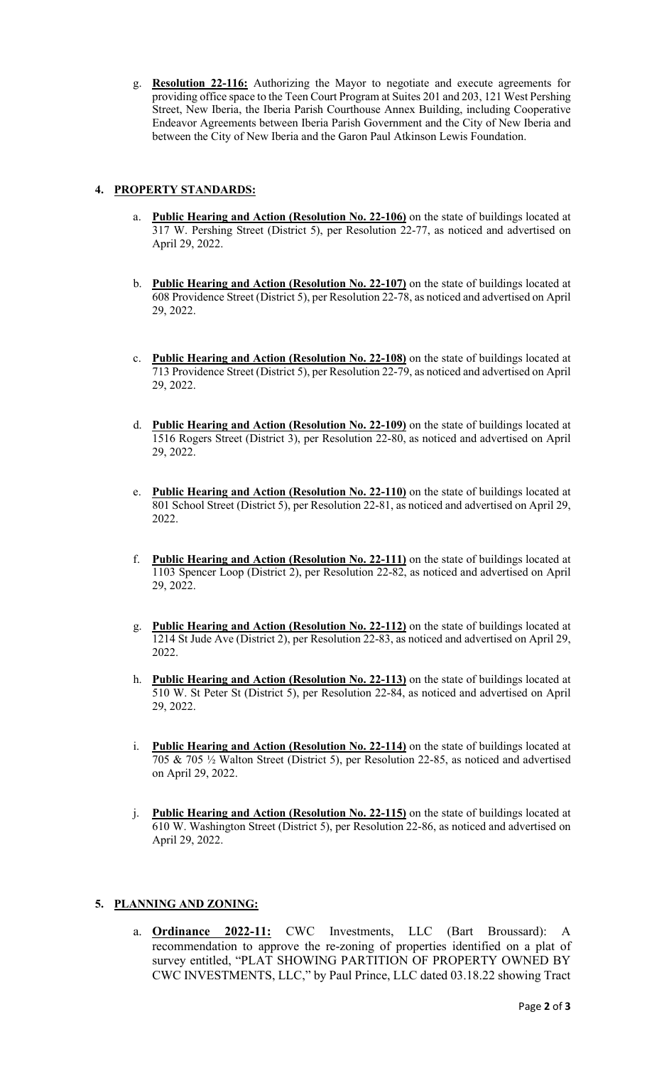g. **Resolution 22-116:** Authorizing the Mayor to negotiate and execute agreements for providing office space to the Teen Court Program at Suites 201 and 203, 121 West Pershing Street, New Iberia, the Iberia Parish Courthouse Annex Building, including Cooperative Endeavor Agreements between Iberia Parish Government and the City of New Iberia and between the City of New Iberia and the Garon Paul Atkinson Lewis Foundation.

## 4. PROPERTY STANDARDS:

a. **Public Hearing and Action (Resolution No. 22-106)** on the state of buildings located at 317 W. Pershing Street (District 5), per Resolution 22-77, as noticed and advertised on April 29, 2022.

b. **Public Hearing and Action (Resolution No. 22-107)** on the state of buildings located at 608 Providence Street (District 5), per Resolution 22-78, as noticed and advertised on April 29, 2022.

c. **Public Hearing and Action (Resolution No. 22-108)** on the state of buildings located at 713 Providence Street (District 5), per Resolution 22-79, as noticed and advertised on April 29, 2022.

d. **Public Hearing and Action (Resolution No. 22-109)** on the state of buildings located at 1516 Rogers Street (District 3), per Resolution 22-80, as noticed and advertised on April 29, 2022.

e. **Public Hearing and Action (Resolution No. 22-110)** on the state of buildings located at 801 School Street (District 5), per Resolution 22-81, as noticed and advertised on April 29, 2022.

f. **Public Hearing and Action (Resolution No. 22-111)** on the state of buildings located at 1103 Spencer Loop (District 2), per Resolution 22-82, as noticed and advertised on April 29, 2022.

g. **Public Hearing and Action (Resolution No. 22-112)** on the state of buildings located at 1214 St Jude Ave (District 2), per Resolution 22-83, as noticed and advertised on April 29, 2022.

h. **Public Hearing and Action (Resolution No. 22-113)** on the state of buildings located at 510 W. St Peter St (District 5), per Resolution 22-84, as noticed and advertised on April 29, 2022.

i. **Public Hearing and Action (Resolution No. 22-114)** on the state of buildings located at 705 & 705 ½ Walton Street (District 5), per Resolution 22-85, as noticed and advertised on April 29, 2022.

j. **Public Hearing and Action (Resolution No. 22-115)** on the state of buildings located at 610 W. Washington Street (District 5), per Resolution 22-86, as noticed and advertised on April 29, 2022.

## 5. PLANNING AND ZONING:

a. **Ordinance 2022-11:** CWC Investments, LLC (Bart Broussard): A recommendation to approve the re-zoning of properties identified on a plat of survey entitled, "PLAT SHOWING PARTITION OF PROPERTY OWNED BY CWC INVESTMENTS, LLC," by Paul Prince, LLC dated 03.18.22 showing Tract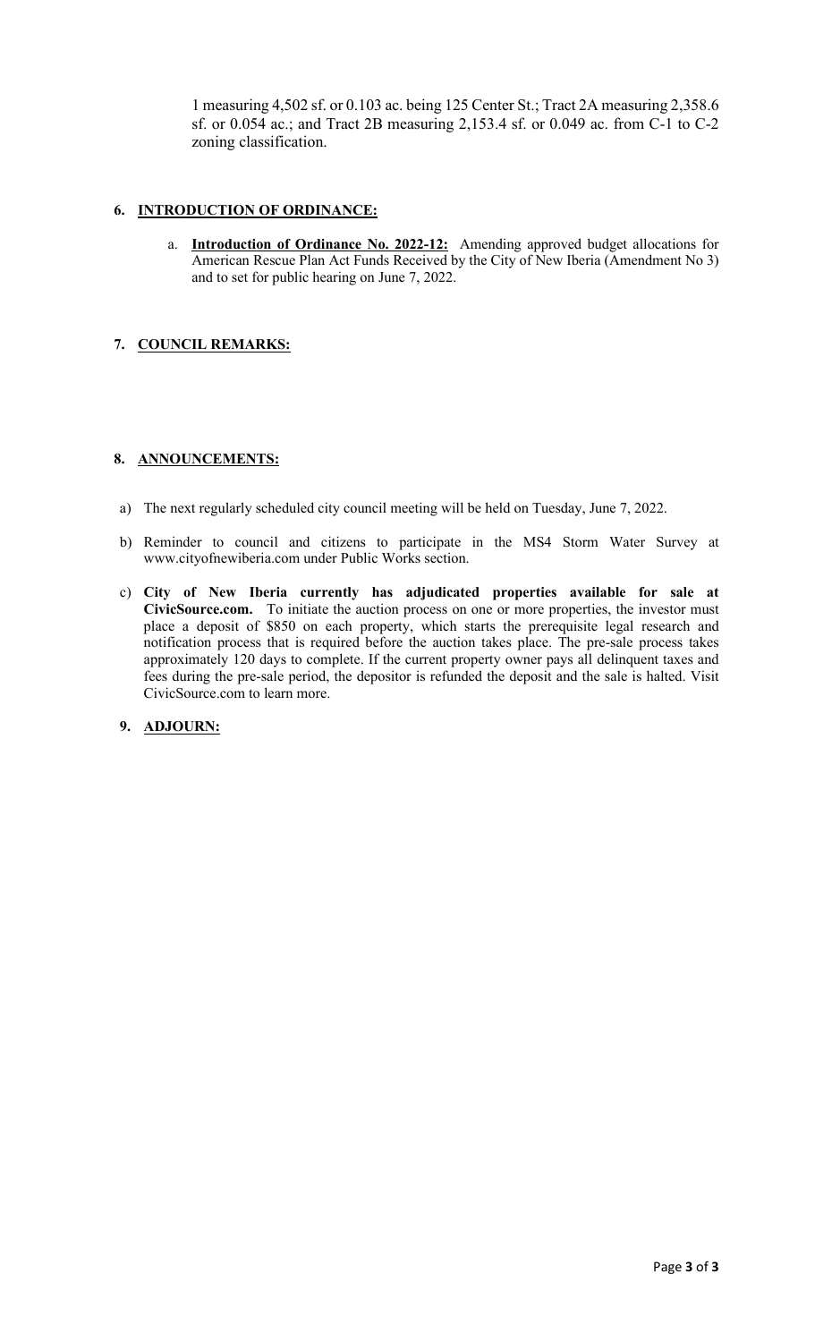1 measuring 4,502 sf. or 0.103 ac. being 125 Center St.; Tract 2A measuring 2,358.6 sf. or 0.054 ac.; and Tract 2B measuring 2,153.4 sf. or 0.049 ac. from C-1 to C-2 zoning classification.

**6. INTRODUCTION OF ORDINANCE:**

a. **Introduction of Ordinance No. 2022-12:** Amending approved budget allocations for American Rescue Plan Act Funds Received by the City of New Iberia (Amendment No 3) and to set for public hearing on June 7, 2022.

**7. COUNCIL REMARKS:**

**8. ANNOUNCEMENTS:**

a) The next regularly scheduled city council meeting will be held on Tuesday, June 7, 2022.

b) Reminder to council and citizens to participate in the MS4 Storm Water Survey at www.cityofnewiberia.com under Public Works section.

c) **City of New Iberia currently has adjudicated properties available for sale at CivicSource.com.** To initiate the auction process on one or more properties, the investor must place a deposit of $850 on each property, which starts the prerequisite legal research and notification process that is required before the auction takes place. The pre-sale process takes approximately 120 days to complete. If the current property owner pays all delinquent taxes and fees during the pre-sale period, the depositor is refunded the deposit and the sale is halted. Visit CivicSource.com to learn more.

**9. ADJOURN:**